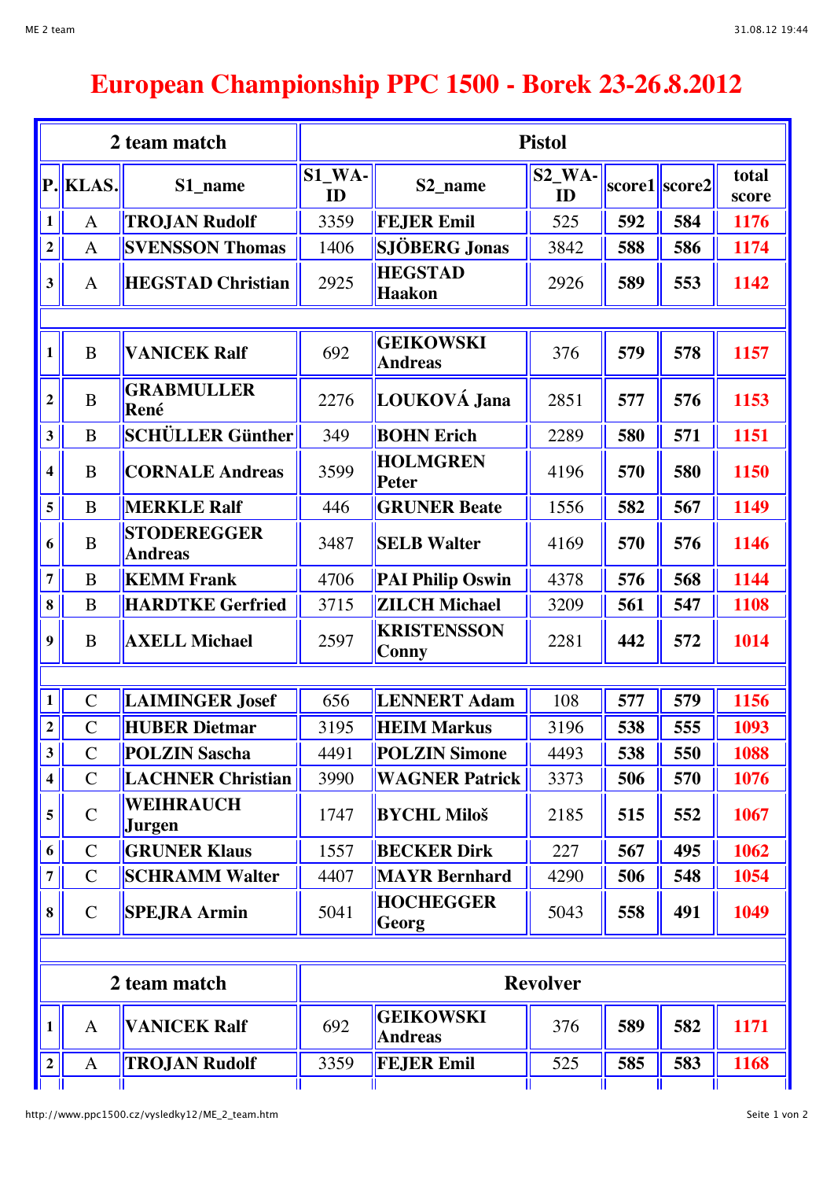# European Championship PPC 1500 - Borek 23-26.8.2012

| 2 team match | | | Pistol | | | | | |
|---|---|---|---|---|---|---|---|---|
| P. | KLAS. | S1_name | S1_WA-ID | S2_name | S2_WA-ID | score1 | score2 | total score |
| 1 | A | TROJAN Rudolf | 3359 | FEJER Emil | 525 | 592 | 584 | 1176 |
| 2 | A | SVENSSON Thomas | 1406 | SJÖBERG Jonas | 3842 | 588 | 586 | 1174 |
| 3 | A | HEGSTAD Christian | 2925 | HEGSTAD Haakon | 2926 | 589 | 553 | 1142 |
| | | | | | | | | |
| 1 | B | VANICEK Ralf | 692 | GEIKOWSKI Andreas | 376 | 579 | 578 | 1157 |
| 2 | B | GRABMULLER René | 2276 | LOUKOVÁ Jana | 2851 | 577 | 576 | 1153 |
| 3 | B | SCHÜLLER Günther | 349 | BOHN Erich | 2289 | 580 | 571 | 1151 |
| 4 | B | CORNALE Andreas | 3599 | HOLMGREN Peter | 4196 | 570 | 580 | 1150 |
| 5 | B | MERKLE Ralf | 446 | GRUNER Beate | 1556 | 582 | 567 | 1149 |
| 6 | B | STODEREGGER Andreas | 3487 | SELB Walter | 4169 | 570 | 576 | 1146 |
| 7 | B | KEMM Frank | 4706 | PAI Philip Oswin | 4378 | 576 | 568 | 1144 |
| 8 | B | HARDTKE Gerfried | 3715 | ZILCH Michael | 3209 | 561 | 547 | 1108 |
| 9 | B | AXELL Michael | 2597 | KRISTENSSON Conny | 2281 | 442 | 572 | 1014 |
| | | | | | | | | |
| 1 | C | LAIMINGER Josef | 656 | LENNERT Adam | 108 | 577 | 579 | 1156 |
| 2 | C | HUBER Dietmar | 3195 | HEIM Markus | 3196 | 538 | 555 | 1093 |
| 3 | C | POLZIN Sascha | 4491 | POLZIN Simone | 4493 | 538 | 550 | 1088 |
| 4 | C | LACHNER Christian | 3990 | WAGNER Patrick | 3373 | 506 | 570 | 1076 |
| 5 | C | WEIHRAUCH Jurgen | 1747 | BYCHL Miloš | 2185 | 515 | 552 | 1067 |
| 6 | C | GRUNER Klaus | 1557 | BECKER Dirk | 227 | 567 | 495 | 1062 |
| 7 | C | SCHRAMM Walter | 4407 | MAYR Bernhard | 4290 | 506 | 548 | 1054 |
| 8 | C | SPEJRA Armin | 5041 | HOCHEGGER Georg | 5043 | 558 | 491 | 1049 |

| 2 team match | | | Revolver | | | | | |
|---|---|---|---|---|---|---|---|---|
| 1 | A | VANICEK Ralf | 692 | GEIKOWSKI Andreas | 376 | 589 | 582 | 1171 |
| 2 | A | TROJAN Rudolf | 3359 | FEJER Emil | 525 | 585 | 583 | 1168 |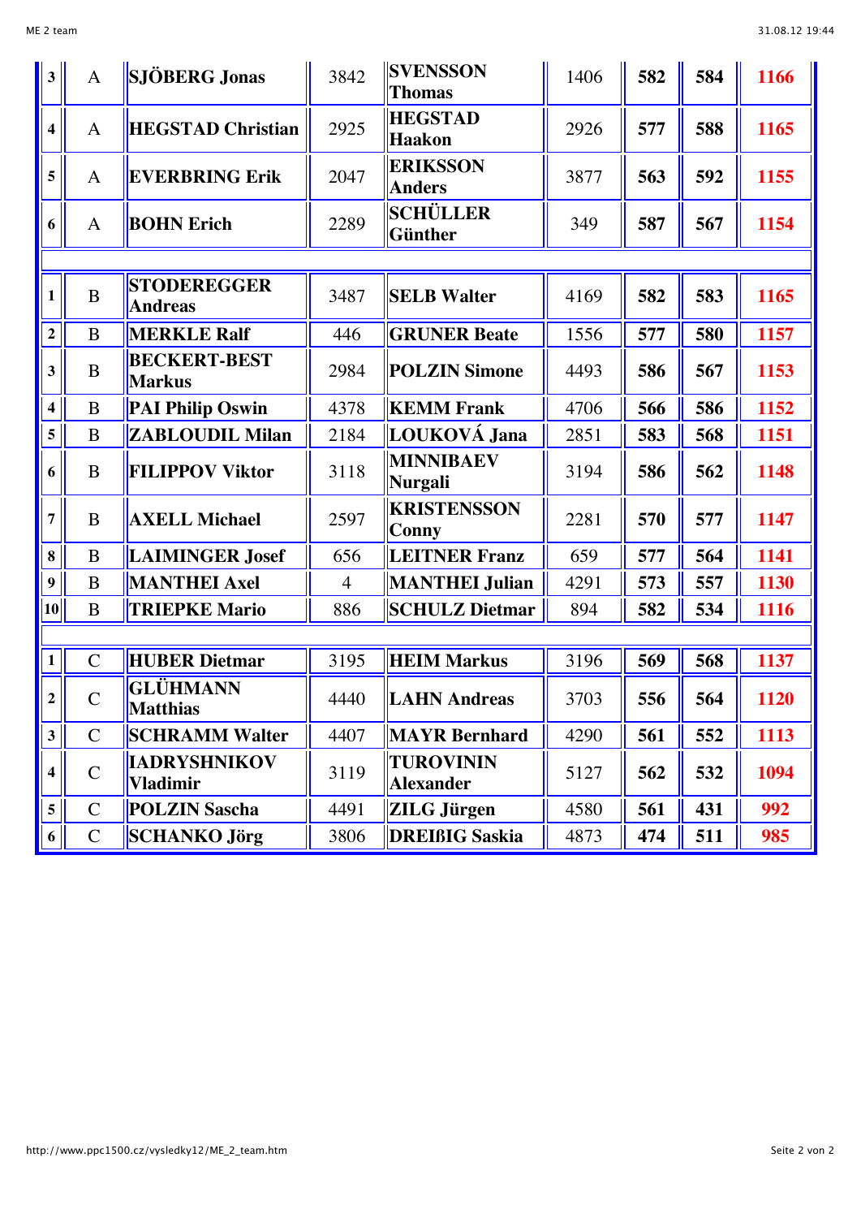| | | | | | | | | |
|---|---|---|---|---|---|---|---|---|
| **3** | A | **SJÖBERG Jonas** | 3842 | **SVENSSON Thomas** | 1406 | **582** | **584** | **1166** |
| **4** | A | **HEGSTAD Christian** | 2925 | **HEGSTAD Haakon** | 2926 | **577** | **588** | **1165** |
| **5** | A | **EVERBRING Erik** | 2047 | **ERIKSSON Anders** | 3877 | **563** | **592** | **1155** |
| **6** | A | **BOHN Erich** | 2289 | **SCHÜLLER Günther** | 349 | **587** | **567** | **1154** |
| | | | | | | | | |
| **1** | B | **STODEREGGER Andreas** | 3487 | **SELB Walter** | 4169 | **582** | **583** | **1165** |
| **2** | B | **MERKLE Ralf** | 446 | **GRUNER Beate** | 1556 | **577** | **580** | **1157** |
| **3** | B | **BECKERT-BEST Markus** | 2984 | **POLZIN Simone** | 4493 | **586** | **567** | **1153** |
| **4** | B | **PAI Philip Oswin** | 4378 | **KEMM Frank** | 4706 | **566** | **586** | **1152** |
| **5** | B | **ZABLOUDIL Milan** | 2184 | **LOUKOVÁ Jana** | 2851 | **583** | **568** | **1151** |
| **6** | B | **FILIPPOV Viktor** | 3118 | **MINNIBAEV Nurgali** | 3194 | **586** | **562** | **1148** |
| **7** | B | **AXELL Michael** | 2597 | **KRISTENSSON Conny** | 2281 | **570** | **577** | **1147** |
| **8** | B | **LAIMINGER Josef** | 656 | **LEITNER Franz** | 659 | **577** | **564** | **1141** |
| **9** | B | **MANTHEI Axel** | 4 | **MANTHEI Julian** | 4291 | **573** | **557** | **1130** |
| **10** | B | **TRIEPKE Mario** | 886 | **SCHULZ Dietmar** | 894 | **582** | **534** | **1116** |
| | | | | | | | | |
| **1** | C | **HUBER Dietmar** | 3195 | **HEIM Markus** | 3196 | **569** | **568** | **1137** |
| **2** | C | **GLÜHMANN Matthias** | 4440 | **LAHN Andreas** | 3703 | **556** | **564** | **1120** |
| **3** | C | **SCHRAMM Walter** | 4407 | **MAYR Bernhard** | 4290 | **561** | **552** | **1113** |
| **4** | C | **IADRYSHNIKOV Vladimir** | 3119 | **TUROVININ Alexander** | 5127 | **562** | **532** | **1094** |
| **5** | C | **POLZIN Sascha** | 4491 | **ZILG Jürgen** | 4580 | **561** | **431** | **992** |
| **6** | C | **SCHANKO Jörg** | 3806 | **DREIßIG Saskia** | 4873 | **474** | **511** | **985** |